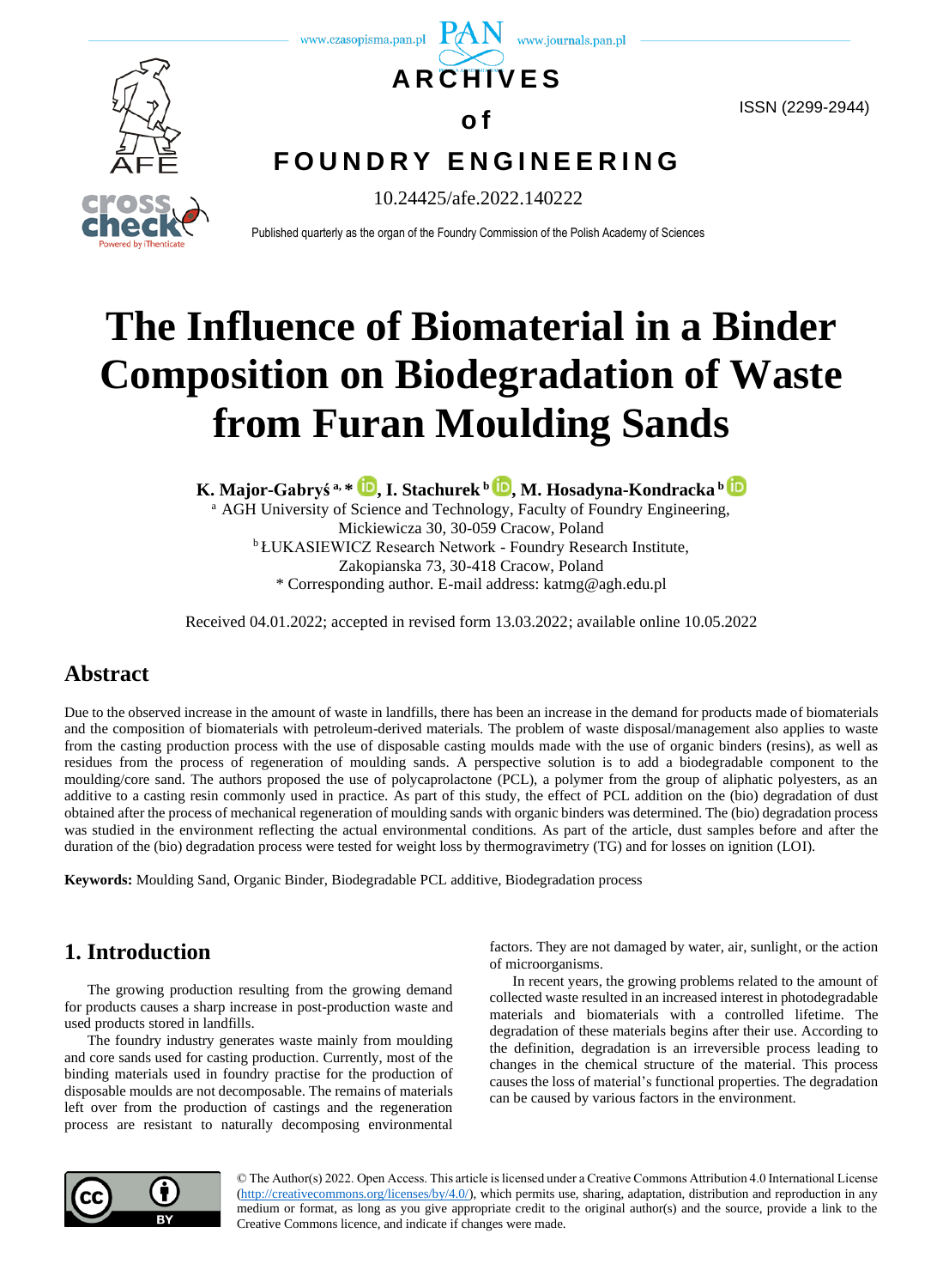# ARCHIVES of FOUNDRY ENGINEERING

ISSN (2299-2944)

10.24425/afe.2022.140222

Published quarterly as the organ of the Foundry Commission of the Polish Academy of Sciences

# The Influence of Biomaterial in a Binder Composition on Biodegradation of Waste from Furan Moulding Sands

**K. Major-Gabryś [a, *], I. Stachurek [b], M. Hosadyna-Kondracka [b]**

[a] AGH University of Science and Technology, Faculty of Foundry Engineering, Mickiewicza 30, 30-059 Cracow, Poland

[b] ŁUKASIEWICZ Research Network - Foundry Research Institute, Zakopianska 73, 30-418 Cracow, Poland

* Corresponding author. E-mail address: katmg@agh.edu.pl

Received 04.01.2022; accepted in revised form 13.03.2022; available online 10.05.2022

## Abstract

Due to the observed increase in the amount of waste in landfills, there has been an increase in the demand for products made of biomaterials and the composition of biomaterials with petroleum-derived materials. The problem of waste disposal/management also applies to waste from the casting production process with the use of disposable casting moulds made with the use of organic binders (resins), as well as residues from the process of regeneration of moulding sands. A perspective solution is to add a biodegradable component to the moulding/core sand. The authors proposed the use of polycaprolactone (PCL), a polymer from the group of aliphatic polyesters, as an additive to a casting resin commonly used in practice. As part of this study, the effect of PCL addition on the (bio) degradation of dust obtained after the process of mechanical regeneration of moulding sands with organic binders was determined. The (bio) degradation process was studied in the environment reflecting the actual environmental conditions. As part of the article, dust samples before and after the duration of the (bio) degradation process were tested for weight loss by thermogravimetry (TG) and for losses on ignition (LOI).

**Keywords:** Moulding Sand, Organic Binder, Biodegradable PCL additive, Biodegradation process

## 1. Introduction

The growing production resulting from the growing demand for products causes a sharp increase in post-production waste and used products stored in landfills.

The foundry industry generates waste mainly from moulding and core sands used for casting production. Currently, most of the binding materials used in foundry practise for the production of disposable moulds are not decomposable. The remains of materials left over from the production of castings and the regeneration process are resistant to naturally decomposing environmental factors. They are not damaged by water, air, sunlight, or the action of microorganisms.

In recent years, the growing problems related to the amount of collected waste resulted in an increased interest in photodegradable materials and biomaterials with a controlled lifetime. The degradation of these materials begins after their use. According to the definition, degradation is an irreversible process leading to changes in the chemical structure of the material. This process causes the loss of material's functional properties. The degradation can be caused by various factors in the environment.

© The Author(s) 2022. Open Access. This article is licensed under a Creative Commons Attribution 4.0 International License (http://creativecommons.org/licenses/by/4.0/), which permits use, sharing, adaptation, distribution and reproduction in any medium or format, as long as you give appropriate credit to the original author(s) and the source, provide a link to the Creative Commons licence, and indicate if changes were made.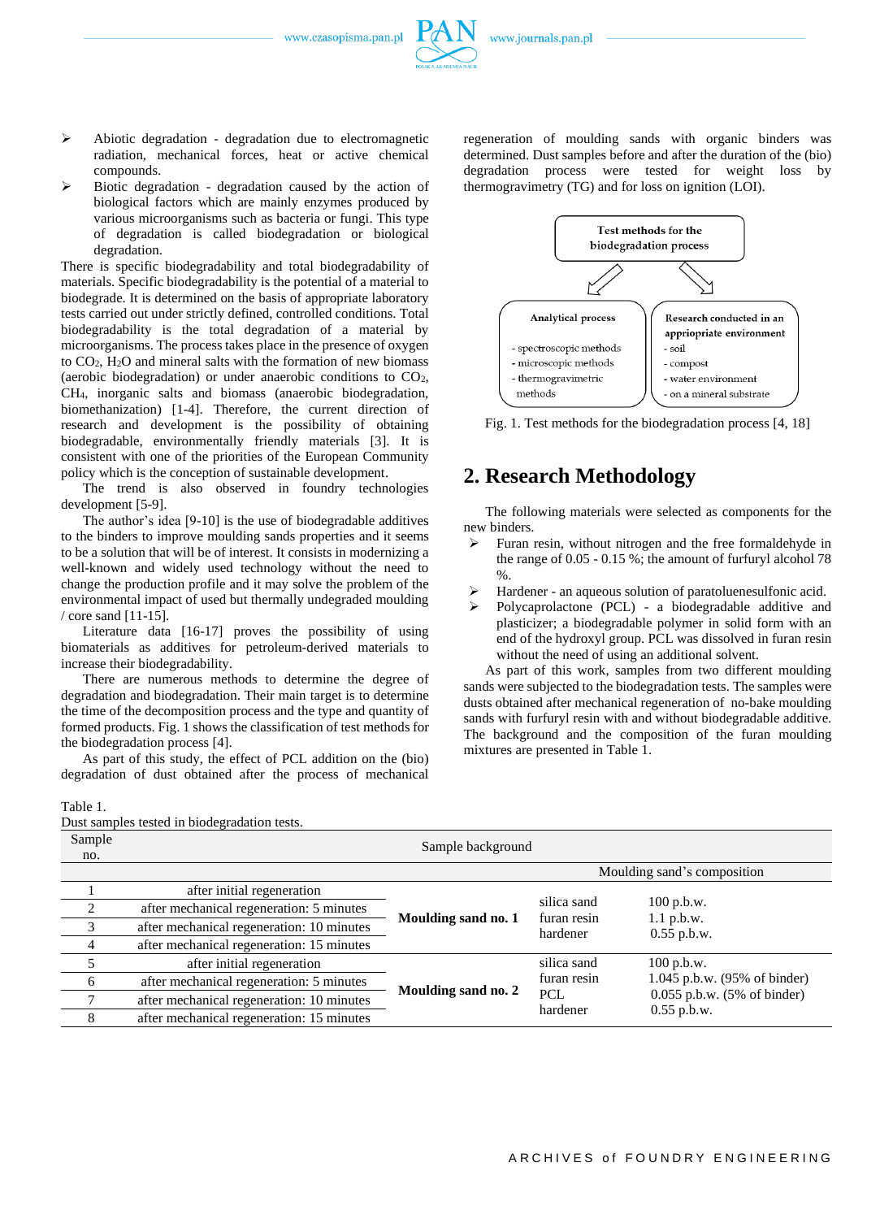- Abiotic degradation - degradation due to electromagnetic radiation, mechanical forces, heat or active chemical compounds.
- Biotic degradation - degradation caused by the action of biological factors which are mainly enzymes produced by various microorganisms such as bacteria or fungi. This type of degradation is called biodegradation or biological degradation.

There is specific biodegradability and total biodegradability of materials. Specific biodegradability is the potential of a material to biodegrade. It is determined on the basis of appropriate laboratory tests carried out under strictly defined, controlled conditions. Total biodegradability is the total degradation of a material by microorganisms. The process takes place in the presence of oxygen to $CO_2$, $H_2O$ and mineral salts with the formation of new biomass (aerobic biodegradation) or under anaerobic conditions to $CO_2$, $CH_4$, inorganic salts and biomass (anaerobic biodegradation, biomethanization) [1-4]. Therefore, the current direction of research and development is the possibility of obtaining biodegradable, environmentally friendly materials [3]. It is consistent with one of the priorities of the European Community policy which is the conception of sustainable development.

The trend is also observed in foundry technologies development [5-9].

The author's idea [9-10] is the use of biodegradable additives to the binders to improve moulding sands properties and it seems to be a solution that will be of interest. It consists in modernizing a well-known and widely used technology without the need to change the production profile and it may solve the problem of the environmental impact of used but thermally undegraded moulding / core sand [11-15].

Literature data [16-17] proves the possibility of using biomaterials as additives for petroleum-derived materials to increase their biodegradability.

There are numerous methods to determine the degree of degradation and biodegradation. Their main target is to determine the time of the decomposition process and the type and quantity of formed products. Fig. 1 shows the classification of test methods for the biodegradation process [4].

As part of this study, the effect of PCL addition on the (bio) degradation of dust obtained after the process of mechanical regeneration of moulding sands with organic binders was determined. Dust samples before and after the duration of the (bio) degradation process were tested for weight loss by thermogravimetry (TG) and for loss on ignition (LOI).

Test methods for the biodegradation process

Analytical process
- spectroscopic methods
- microscopic methods
- thermogravimetric methods

Research conducted in an appropriate environment
- soil
- compost
- water environment
- on a mineral substrate

Fig. 1. Test methods for the biodegradation process [4, 18]

## 2. Research Methodology

The following materials were selected as components for the new binders.

- Furan resin, without nitrogen and the free formaldehyde in the range of 0.05 - 0.15 %; the amount of furfuryl alcohol 78 %.
- Hardener - an aqueous solution of paratoluenesulfonic acid.
- Polycaprolactone (PCL) - a biodegradable additive and plasticizer; a biodegradable polymer in solid form with an end of the hydroxyl group. PCL was dissolved in furan resin without the need of using an additional solvent.

As part of this work, samples from two different moulding sands were subjected to the biodegradation tests. The samples were dusts obtained after mechanical regeneration of no-bake moulding sands with furfuryl resin with and without biodegradable additive. The background and the composition of the furan moulding mixtures are presented in Table 1.

Table 1.
Dust samples tested in biodegradation tests.

| Sample no. | Sample background | | | |
|---|---|---|---|---|
| | | | Moulding sand's composition | |
| 1 | after initial regeneration | **Moulding sand no. 1** | silica sand<br>furan resin<br>hardener | 100 p.b.w.<br>1.1 p.b.w.<br>0.55 p.b.w. |
| 2 | after mechanical regeneration: 5 minutes | | | |
| 3 | after mechanical regeneration: 10 minutes | | | |
| 4 | after mechanical regeneration: 15 minutes | | | |
| 5 | after initial regeneration | **Moulding sand no. 2** | silica sand<br>furan resin<br>PCL<br>hardener | 100 p.b.w.<br>1.045 p.b.w. (95% of binder)<br>0.055 p.b.w. (5% of binder)<br>0.55 p.b.w. |
| 6 | after mechanical regeneration: 5 minutes | | | |
| 7 | after mechanical regeneration: 10 minutes | | | |
| 8 | after mechanical regeneration: 15 minutes | | | |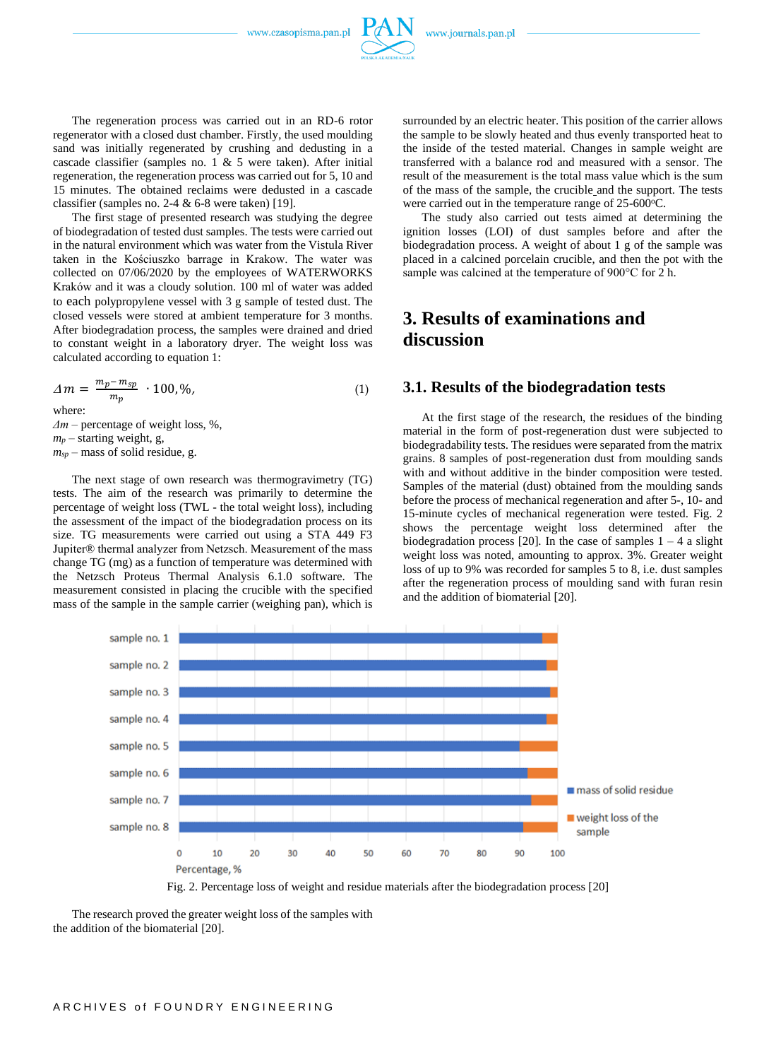The regeneration process was carried out in an RD-6 rotor regenerator with a closed dust chamber. Firstly, the used moulding sand was initially regenerated by crushing and dedusting in a cascade classifier (samples no. 1 & 5 were taken). After initial regeneration, the regeneration process was carried out for 5, 10 and 15 minutes. The obtained reclaims were dedusted in a cascade classifier (samples no. 2-4 & 6-8 were taken) [19].

The first stage of presented research was studying the degree of biodegradation of tested dust samples. The tests were carried out in the natural environment which was water from the Vistula River taken in the Kościuszko barrage in Krakow. The water was collected on 07/06/2020 by the employees of WATERWORKS Kraków and it was a cloudy solution. 100 ml of water was added to polypropylene vessel with 3 g sample of tested dust. The closed vessels were stored at ambient temperature for 3 months. After biodegradation process, the samples were drained and dried to constant weight in a laboratory dryer. The weight loss was calculated according to equation 1:

$$\Delta m = \frac{m_p - m_{sp}}{m_p} \cdot 100,\%, \tag{1}$$

where:
$\Delta m$ – percentage of weight loss, %,
$m_p$ – starting weight, g,
$m_{sp}$ – mass of solid residue, g.

The next stage of own research was thermogravimetry (TG) tests. The aim of the research was primarily to determine the percentage of weight loss (TWL - the total weight loss), including the assessment of the impact of the biodegradation process on its size. TG measurements were carried out using a STA 449 F3 Jupiter® thermal analyzer from Netzsch. Measurement of the mass change TG (mg) as a function of temperature was determined with the Netzsch Proteus Thermal Analysis 6.1.0 software. The measurement consisted in placing the crucible with the specified mass of the sample in the sample carrier (weighing pan), which is surrounded by an electric heater. This position of the carrier allows the sample to be slowly heated and thus evenly transported heat to the inside of the tested material. Changes in sample weight are transferred with a balance rod and measured with a sensor. The result of the measurement is the total mass value which is the sum of the mass of the sample, the crucible and the support. The tests were carried out in the temperature range of 25-600°C.

The study also carried out tests aimed at determining the ignition losses (LOI) of dust samples before and after the biodegradation process. A weight of about 1 g of the sample was placed in a calcined porcelain crucible, and then the pot with the sample was calcined at the temperature of 900°C for 2 h.

# 3. Results of examinations and discussion

## 3.1. Results of the biodegradation tests

At the first stage of the research, the residues of the binding material in the form of post-regeneration dust were subjected to biodegradability tests. The residues were separated from the matrix grains. 8 samples of post-regeneration dust from moulding sands with and without additive in the binder composition were tested. Samples of the material (dust) obtained from the moulding sands before the process of mechanical regeneration and after 5-, 10- and 15-minute cycles of mechanical regeneration were tested. Fig. 2 shows the percentage weight loss determined after the biodegradation process [20]. In the case of samples 1 – 4 a slight weight loss was noted, amounting to approx. 3%. Greater weight loss of up to 9% was recorded for samples 5 to 8, i.e. dust samples after the regeneration process of moulding sand with furan resin and the addition of biomaterial [20].

Fig. 2. Percentage loss of weight and residue materials after the biodegradation process [20]

The research proved the greater weight loss of the samples with the addition of the biomaterial [20].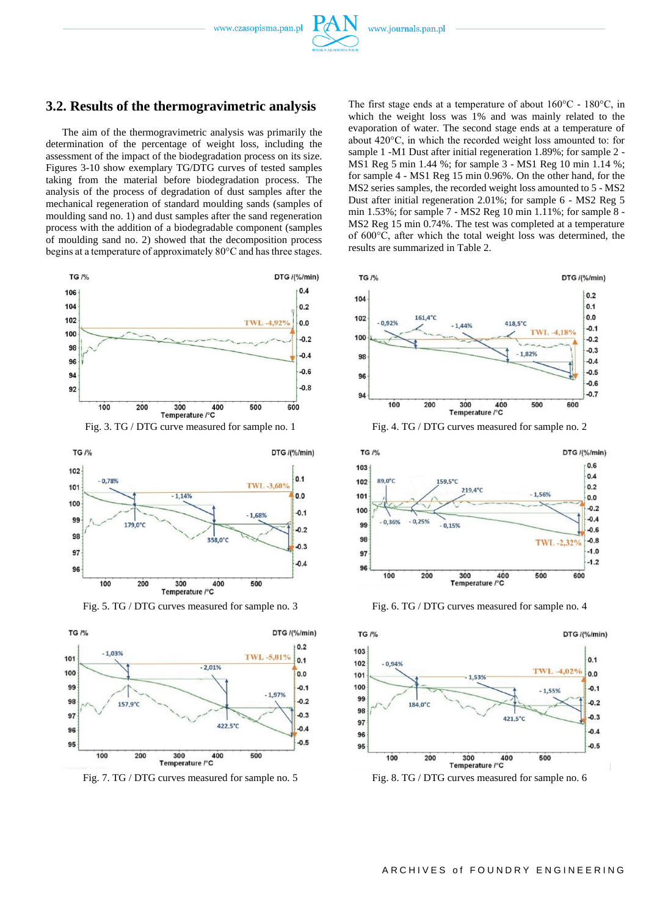## 3.2. Results of the thermogravimetric analysis

The aim of the thermogravimetric analysis was primarily the determination of the percentage of weight loss, including the assessment of the impact of the biodegradation process on its size. Figures 3-10 show exemplary TG/DTG curves of tested samples taking from the material before biodegradation process. The analysis of the process of degradation of dust samples after the mechanical regeneration of standard moulding sands (samples of moulding sand no. 1) and dust samples after the sand regeneration process with the addition of a biodegradable component (samples of moulding sand no. 2) showed that the decomposition process begins at a temperature of approximately 80°C and has three stages. The first stage ends at a temperature of about 160°C - 180°C, in which the weight loss was 1% and was mainly related to the evaporation of water. The second stage ends at a temperature of about 420°C, in which the recorded weight loss amounted to: for sample 1 -M1 Dust after initial regeneration 1.89%; for sample 2 - MS1 Reg 5 min 1.44 %; for sample 3 - MS1 Reg 10 min 1.14 %; for sample 4 - MS1 Reg 15 min 0.96%. On the other hand, for the MS2 series samples, the recorded weight loss amounted to 5 - MS2 Dust after initial regeneration 2.01%; for sample 6 - MS2 Reg 5 min 1.53%; for sample 7 - MS2 Reg 10 min 1.11%; for sample 8 - MS2 Reg 15 min 0.74%. The test was completed at a temperature of 600°C, after which the total weight loss was determined, the results are summarized in Table 2.

Fig. 3. TG / DTG curve measured for sample no. 1

Fig. 4. TG / DTG curves measured for sample no. 2

Fig. 5. TG / DTG curves measured for sample no. 3

Fig. 6. TG / DTG curves measured for sample no. 4

Fig. 7. TG / DTG curves measured for sample no. 5

Fig. 8. TG / DTG curves measured for sample no. 6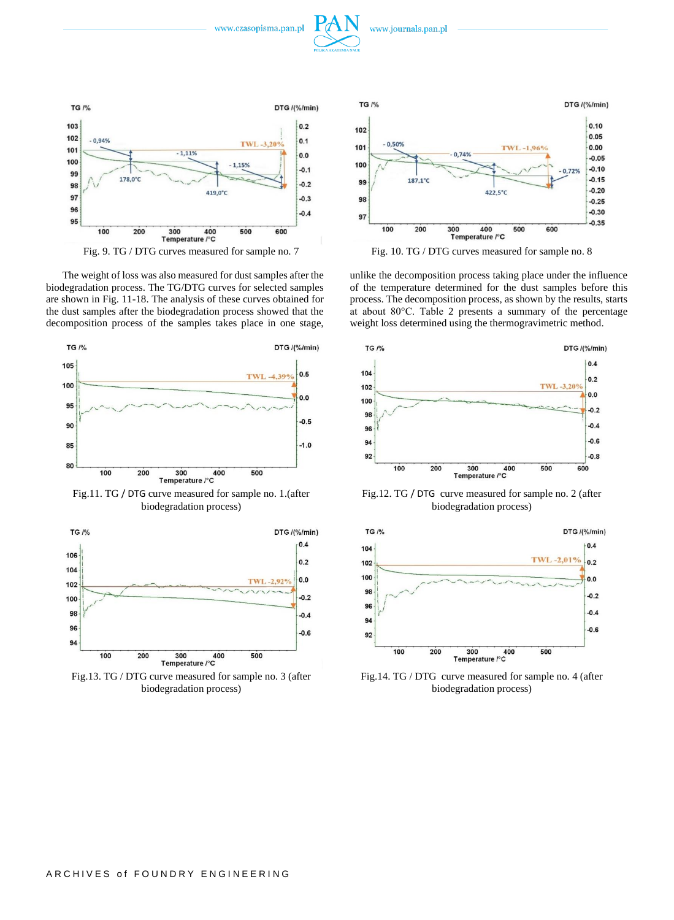Fig. 9. TG / DTG curves measured for sample no. 7

Fig. 10. TG / DTG curves measured for sample no. 8

The weight of loss was also measured for dust samples after the biodegradation process. The TG/DTG curves for selected samples are shown in Fig. 11-18. The analysis of these curves obtained for the dust samples after the biodegradation process showed that the decomposition process of the samples takes place in one stage, unlike the decomposition process taking place under the influence of the temperature determined for the dust samples before this process. The decomposition process, as shown by the results, starts at about 80°C. Table 2 presents a summary of the percentage weight loss determined using the thermogravimetric method.

Fig.11. TG / DTG curve measured for sample no. 1.(after biodegradation process)

Fig.12. TG / DTG curve measured for sample no. 2 (after biodegradation process)

Fig.13. TG / DTG curve measured for sample no. 3 (after biodegradation process)

Fig.14. TG / DTG curve measured for sample no. 4 (after biodegradation process)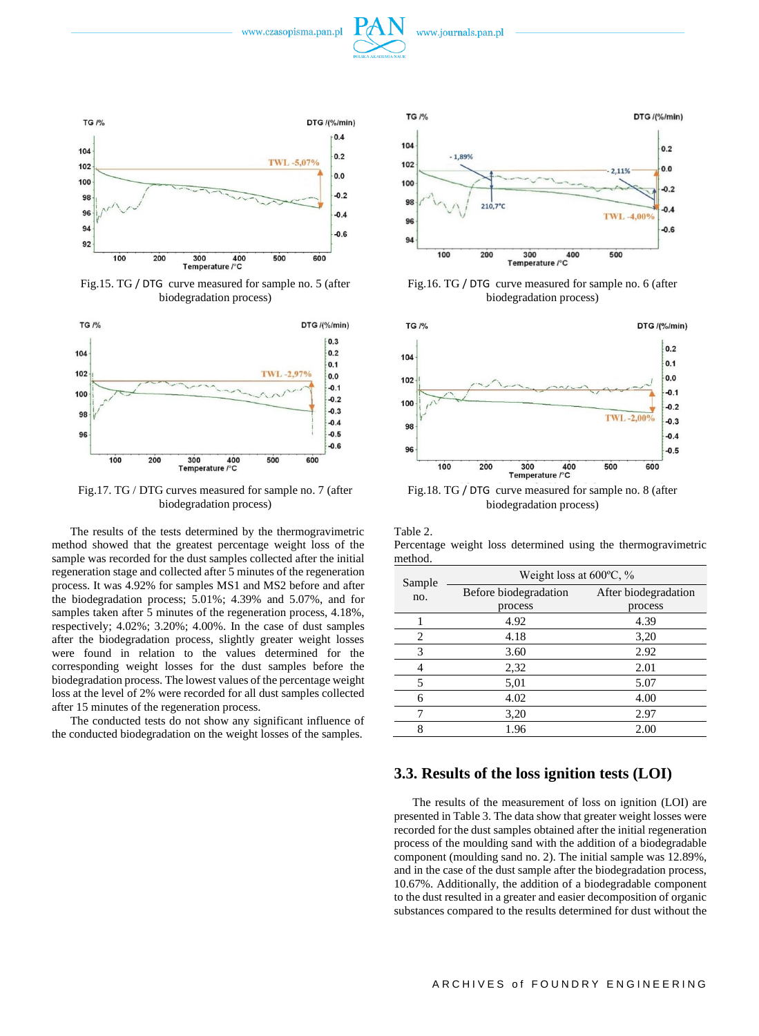Fig.15. TG / DTG curve measured for sample no. 5 (after biodegradation process)

Fig.16. TG / DTG curve measured for sample no. 6 (after biodegradation process)

Fig.17. TG / DTG curves measured for sample no. 7 (after biodegradation process)

Fig.18. TG / DTG curve measured for sample no. 8 (after biodegradation process)

The results of the tests determined by the thermogravimetric method showed that the greatest percentage weight loss of the sample was recorded for the dust samples collected after the initial regeneration stage and collected after 5 minutes of the regeneration process. It was 4.92% for samples MS1 and MS2 before and after the biodegradation process; 5.01%; 4.39% and 5.07%, and for samples taken after 5 minutes of the regeneration process, 4.18%, respectively; 4.02%; 3.20%; 4.00%. In the case of dust samples after the biodegradation process, slightly greater weight losses were found in relation to the values determined for the corresponding weight losses for the dust samples before the biodegradation process. The lowest values of the percentage weight loss at the level of 2% were recorded for all dust samples collected after 15 minutes of the regeneration process.

The conducted tests do not show any significant influence of the conducted biodegradation on the weight losses of the samples.

Table 2.
Percentage weight loss determined using the thermogravimetric method.

| Sample no. | Weight loss at 600ºC, % | |
|---|---|---|
| | Before biodegradation process | After biodegradation process |
| 1 | 4.92 | 4.39 |
| 2 | 4.18 | 3,20 |
| 3 | 3.60 | 2.92 |
| 4 | 2,32 | 2.01 |
| 5 | 5,01 | 5.07 |
| 6 | 4.02 | 4.00 |
| 7 | 3,20 | 2.97 |
| 8 | 1.96 | 2.00 |

## 3.3. Results of the loss ignition tests (LOI)

The results of the measurement of loss on ignition (LOI) are presented in Table 3. The data show that greater weight losses were recorded for the dust samples obtained after the initial regeneration process of the moulding sand with the addition of a biodegradable component (moulding sand no. 2). The initial sample was 12.89%, and in the case of the dust sample after the biodegradation process, 10.67%. Additionally, the addition of a biodegradable component to the dust resulted in a greater and easier decomposition of organic substances compared to the results determined for dust without the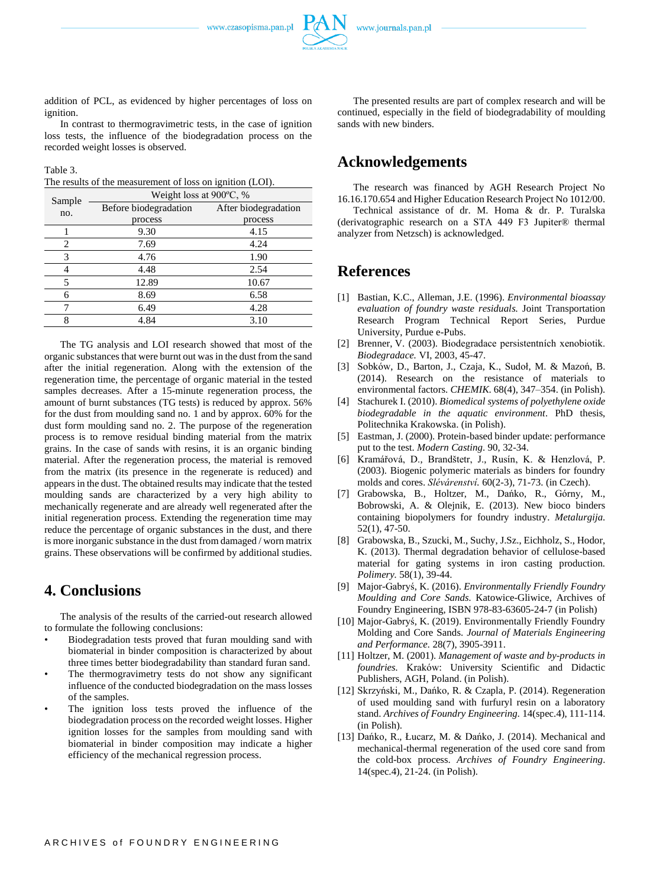addition of PCL, as evidenced by higher percentages of loss on ignition.

In contrast to thermogravimetric tests, in the case of ignition loss tests, the influence of the biodegradation process on the recorded weight losses is observed.

Table 3.
The results of the measurement of loss on ignition (LOI).

| Sample no. | Weight loss at 900ºC, % | |
|---|---|---|
| | Before biodegradation process | After biodegradation process |
| 1 | 9.30 | 4.15 |
| 2 | 7.69 | 4.24 |
| 3 | 4.76 | 1.90 |
| 4 | 4.48 | 2.54 |
| 5 | 12.89 | 10.67 |
| 6 | 8.69 | 6.58 |
| 7 | 6.49 | 4.28 |
| 8 | 4.84 | 3.10 |

The TG analysis and LOI research showed that most of the organic substances that were burnt out was in the dust from the sand after the initial regeneration. Along with the extension of the regeneration time, the percentage of organic material in the tested samples decreases. After a 15-minute regeneration process, the amount of burnt substances (TG tests) is reduced by approx. 56% for the dust from moulding sand no. 1 and by approx. 60% for the dust form moulding sand no. 2. The purpose of the regeneration process is to remove residual binding material from the matrix grains. In the case of sands with resins, it is an organic binding material. After the regeneration process, the material is removed from the matrix (its presence in the regenerate is reduced) and appears in the dust. The obtained results may indicate that the tested moulding sands are characterized by a very high ability to mechanically regenerate and are already well regenerated after the initial regeneration process. Extending the regeneration time may reduce the percentage of organic substances in the dust, and there is more inorganic substance in the dust from damaged / worn matrix grains. These observations will be confirmed by additional studies.

## 4. Conclusions

The analysis of the results of the carried-out research allowed to formulate the following conclusions:

- Biodegradation tests proved that furan moulding sand with biomaterial in binder composition is characterized by about three times better biodegradability than standard furan sand.
- The thermogravimetry tests do not show any significant influence of the conducted biodegradation on the mass losses of the samples.
- The ignition loss tests proved the influence of the biodegradation process on the recorded weight losses. Higher ignition losses for the samples from moulding sand with biomaterial in binder composition may indicate a higher efficiency of the mechanical regression process.

The presented results are part of complex research and will be continued, especially in the field of biodegradability of moulding sands with new binders.

## Acknowledgements

The research was financed by AGH Research Project No 16.16.170.654 and Higher Education Research Project No 1012/00.

Technical assistance of dr. M. Homa & dr. P. Turalska (derivatographic research on a STA 449 F3 Jupiter® thermal analyzer from Netzsch) is acknowledged.

## References

[1] Bastian, K.C., Alleman, J.E. (1996). *Environmental bioassay evaluation of foundry waste residuals.* Joint Transportation Research Program Technical Report Series, Purdue University, Purdue e-Pubs.

[2] Brenner, V. (2003). Biodegradace persistentních xenobiotik. *Biodegradace.* VI, 2003, 45-47.

[3] Sobków, D., Barton, J., Czaja, K., Sudoł, M. & Mazoń, B. (2014). Research on the resistance of materials to environmental factors. *CHEMIK.* 68(4), 347–354. (in Polish).

[4] Stachurek I. (2010). *Biomedical systems of polyethylene oxide biodegradable in the aquatic environment*. PhD thesis, Politechnika Krakowska. (in Polish).

[5] Eastman, J. (2000). Protein-based binder update: performance put to the test. *Modern Casting.* 90, 32-34.

[6] Kramářová, D., Brandštetr, J., Rusín, K. & Henzlová, P. (2003). Biogenic polymeric materials as binders for foundry molds and cores. *Slévárenství.* 60(2-3), 71-73. (in Czech).

[7] Grabowska, B., Holtzer, M., Dańko, R., Górny, M., Bobrowski, A. & Olejnik, E. (2013). New bioco binders containing biopolymers for foundry industry. *Metalurgija.* 52(1), 47-50.

[8] Grabowska, B., Szucki, M., Suchy, J.Sz., Eichholz, S., Hodor, K. (2013). Thermal degradation behavior of cellulose-based material for gating systems in iron casting production. *Polimery.* 58(1), 39-44.

[9] Major-Gabryś, K. (2016). *Environmentally Friendly Foundry Moulding and Core Sands.* Katowice-Gliwice, Archives of Foundry Engineering, ISBN 978-83-63605-24-7 (in Polish)

[10] Major-Gabryś, K. (2019). Environmentally Friendly Foundry Molding and Core Sands. *Journal of Materials Engineering and Performance*. 28(7), 3905-3911.

[11] Holtzer, M. (2001). *Management of waste and by-products in foundries.* Kraków: University Scientific and Didactic Publishers, AGH, Poland. (in Polish).

[12] Skrzyński, M., Dańko, R. & Czapla, P. (2014). Regeneration of used moulding sand with furfuryl resin on a laboratory stand. *Archives of Foundry Engineering*. 14(spec.4), 111-114. (in Polish).

[13] Dańko, R., Łucarz, M. & Dańko, J. (2014). Mechanical and mechanical-thermal regeneration of the used core sand from the cold-box process. *Archives of Foundry Engineering*. 14(spec.4), 21-24. (in Polish).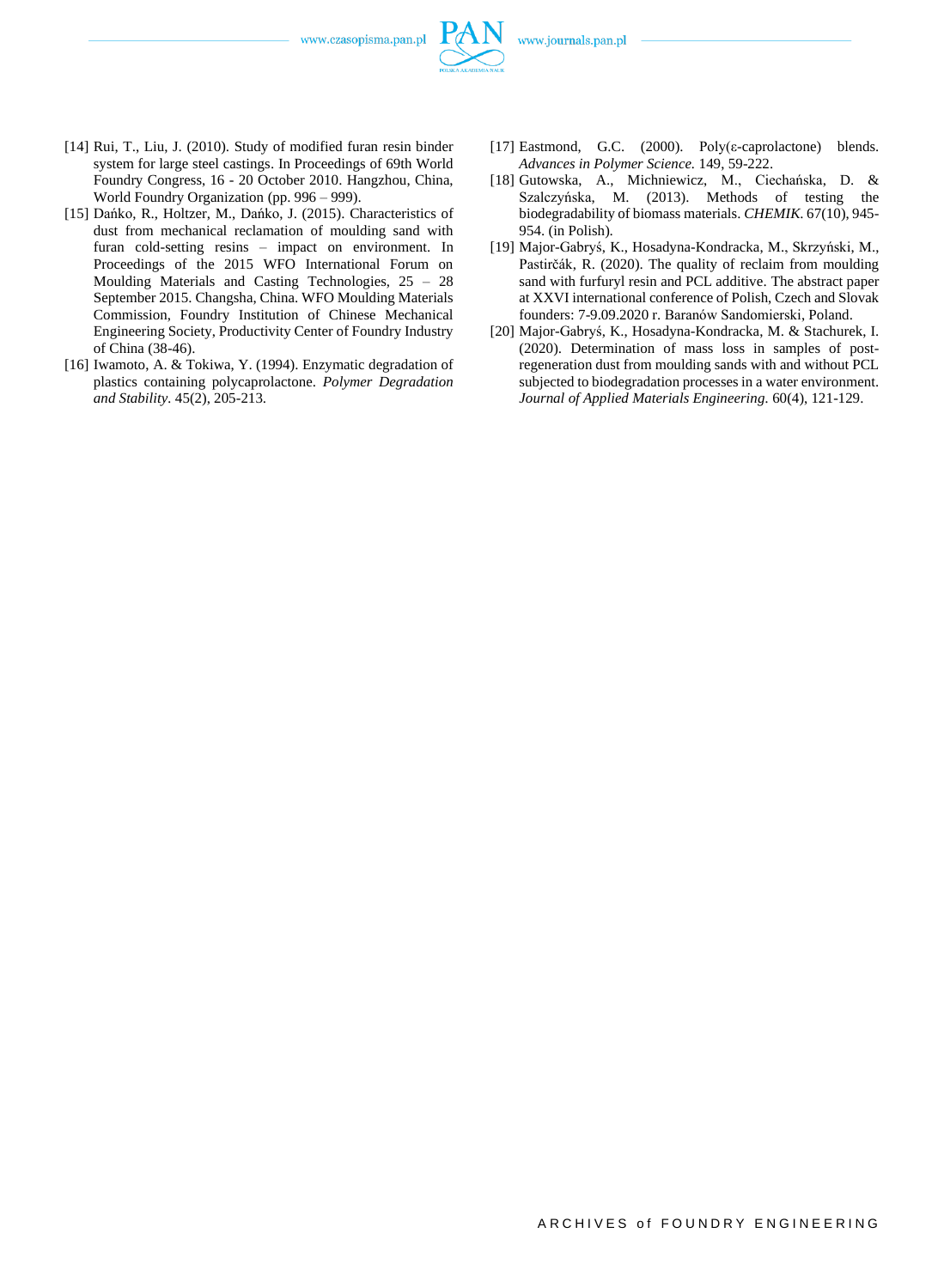[14] Rui, T., Liu, J. (2010). Study of modified furan resin binder system for large steel castings. In Proceedings of 69th World Foundry Congress, 16 - 20 October 2010. Hangzhou, China, World Foundry Organization (pp. 996 – 999).

[15] Dańko, R., Holtzer, M., Dańko, J. (2015). Characteristics of dust from mechanical reclamation of moulding sand with furan cold-setting resins – impact on environment. In Proceedings of the 2015 WFO International Forum on Moulding Materials and Casting Technologies, 25 – 28 September 2015. Changsha, China. WFO Moulding Materials Commission, Foundry Institution of Chinese Mechanical Engineering Society, Productivity Center of Foundry Industry of China (38-46).

[16] Iwamoto, A. & Tokiwa, Y. (1994). Enzymatic degradation of plastics containing polycaprolactone. *Polymer Degradation and Stability*. 45(2), 205-213.

[17] Eastmond, G.C. (2000). Poly(ε-caprolactone) blends. *Advances in Polymer Science*. 149, 59-222.

[18] Gutowska, A., Michniewicz, M., Ciechańska, D. & Szalczyńska, M. (2013). Methods of testing the biodegradability of biomass materials. *CHEMIK*. 67(10), 945-954. (in Polish).

[19] Major-Gabryś, K., Hosadyna-Kondracka, M., Skrzyński, M., Pastirčák, R. (2020). The quality of reclaim from moulding sand with furfuryl resin and PCL additive. The abstract paper at XXVI international conference of Polish, Czech and Slovak founders: 7-9.09.2020 r. Baranów Sandomierski, Poland.

[20] Major-Gabryś, K., Hosadyna-Kondracka, M. & Stachurek, I. (2020). Determination of mass loss in samples of post-regeneration dust from moulding sands with and without PCL subjected to biodegradation processes in a water environment. *Journal of Applied Materials Engineering*. 60(4), 121-129.